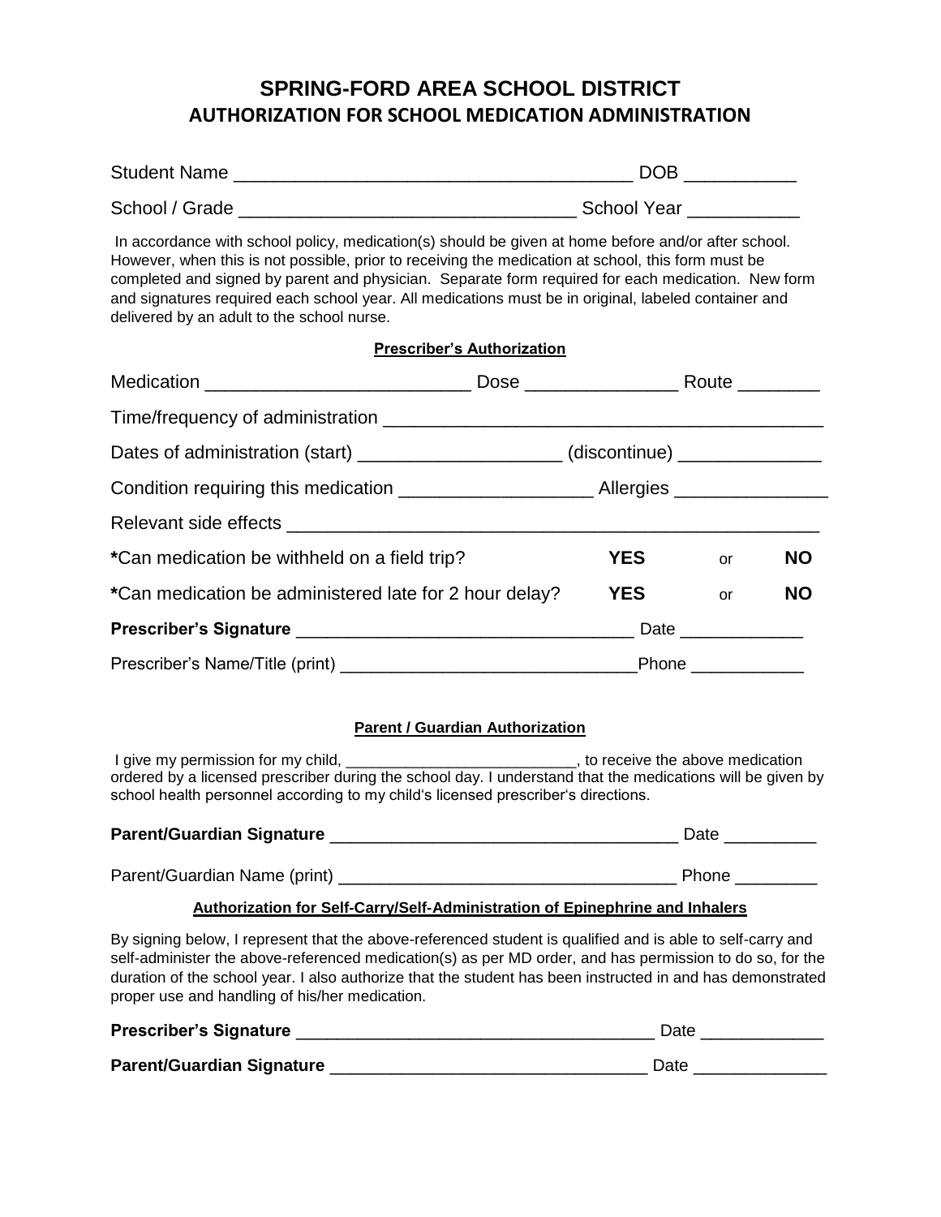# SPRING-FORD AREA SCHOOL DISTRICT
## AUTHORIZATION FOR SCHOOL MEDICATION ADMINISTRATION

Student Name ______________________________________ DOB ___________

School / Grade ________________________________ School Year ___________

In accordance with school policy, medication(s) should be given at home before and/or after school. However, when this is not possible, prior to receiving the medication at school, this form must be completed and signed by parent and physician. Separate form required for each medication. New form and signatures required each school year. All medications must be in original, labeled container and delivered by an adult to the school nurse.

**Prescriber's Authorization**

Medication _________________________ Dose _______________ Route ________

Time/frequency of administration ________________________________________

Dates of administration (start) ___________________ (discontinue) ______________

Condition requiring this medication __________________ Allergies _______________

Relevant side effects ___________________________________________________

*Can medication be withheld on a field trip? **YES** or **NO**

*Can medication be administered late for 2 hour delay? **YES** or **NO**

**Prescriber's Signature** __________________________________ Date _____________

Prescriber's Name/Title (print) ______________________________Phone ___________

**Parent / Guardian Authorization**

I give my permission for my child, ___________________________, to receive the above medication ordered by a licensed prescriber during the school day. I understand that the medications will be given by school health personnel according to my child's licensed prescriber's directions.

**Parent/Guardian Signature** ____________________________________ Date __________

Parent/Guardian Name (print) __________________________________ Phone ________

**Authorization for Self-Carry/Self-Administration of Epinephrine and Inhalers**

By signing below, I represent that the above-referenced student is qualified and is able to self-carry and self-administer the above-referenced medication(s) as per MD order, and has permission to do so, for the duration of the school year. I also authorize that the student has been instructed in and has demonstrated proper use and handling of his/her medication.

**Prescriber's Signature** ______________________________________ Date _____________

**Parent/Guardian Signature** ________________________________ Date ______________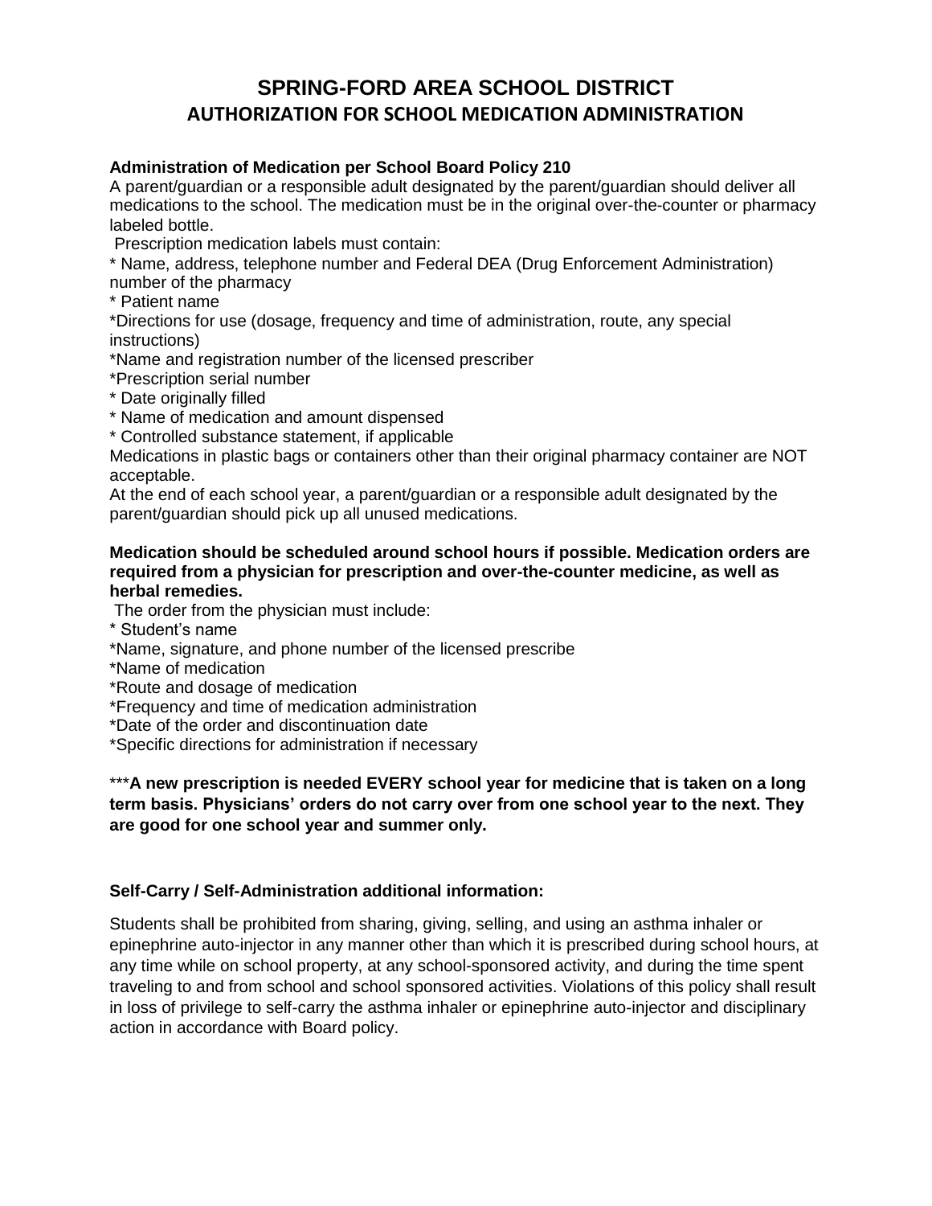# SPRING-FORD AREA SCHOOL DISTRICT

## AUTHORIZATION FOR SCHOOL MEDICATION ADMINISTRATION

**Administration of Medication per School Board Policy 210**

A parent/guardian or a responsible adult designated by the parent/guardian should deliver all medications to the school. The medication must be in the original over-the-counter or pharmacy labeled bottle.

Prescription medication labels must contain:

* Name, address, telephone number and Federal DEA (Drug Enforcement Administration) number of the pharmacy
* Patient name
* Directions for use (dosage, frequency and time of administration, route, any special instructions)
* Name and registration number of the licensed prescriber
* Prescription serial number
* Date originally filled
* Name of medication and amount dispensed
* Controlled substance statement, if applicable

Medications in plastic bags or containers other than their original pharmacy container are NOT acceptable.

At the end of each school year, a parent/guardian or a responsible adult designated by the parent/guardian should pick up all unused medications.

**Medication should be scheduled around school hours if possible. Medication orders are required from a physician for prescription and over-the-counter medicine, as well as herbal remedies.**

The order from the physician must include:

* Student's name
* Name, signature, and phone number of the licensed prescribe
* Name of medication
* Route and dosage of medication
* Frequency and time of medication administration
* Date of the order and discontinuation date
* Specific directions for administration if necessary

***__A new prescription is needed EVERY school year for medicine that is taken on a long term basis. Physicians' orders do not carry over from one school year to the next. They are good for one school year and summer only.__**

**Self-Carry / Self-Administration additional information:**

Students shall be prohibited from sharing, giving, selling, and using an asthma inhaler or epinephrine auto-injector in any manner other than which it is prescribed during school hours, at any time while on school property, at any school-sponsored activity, and during the time spent traveling to and from school and school sponsored activities. Violations of this policy shall result in loss of privilege to self-carry the asthma inhaler or epinephrine auto-injector and disciplinary action in accordance with Board policy.